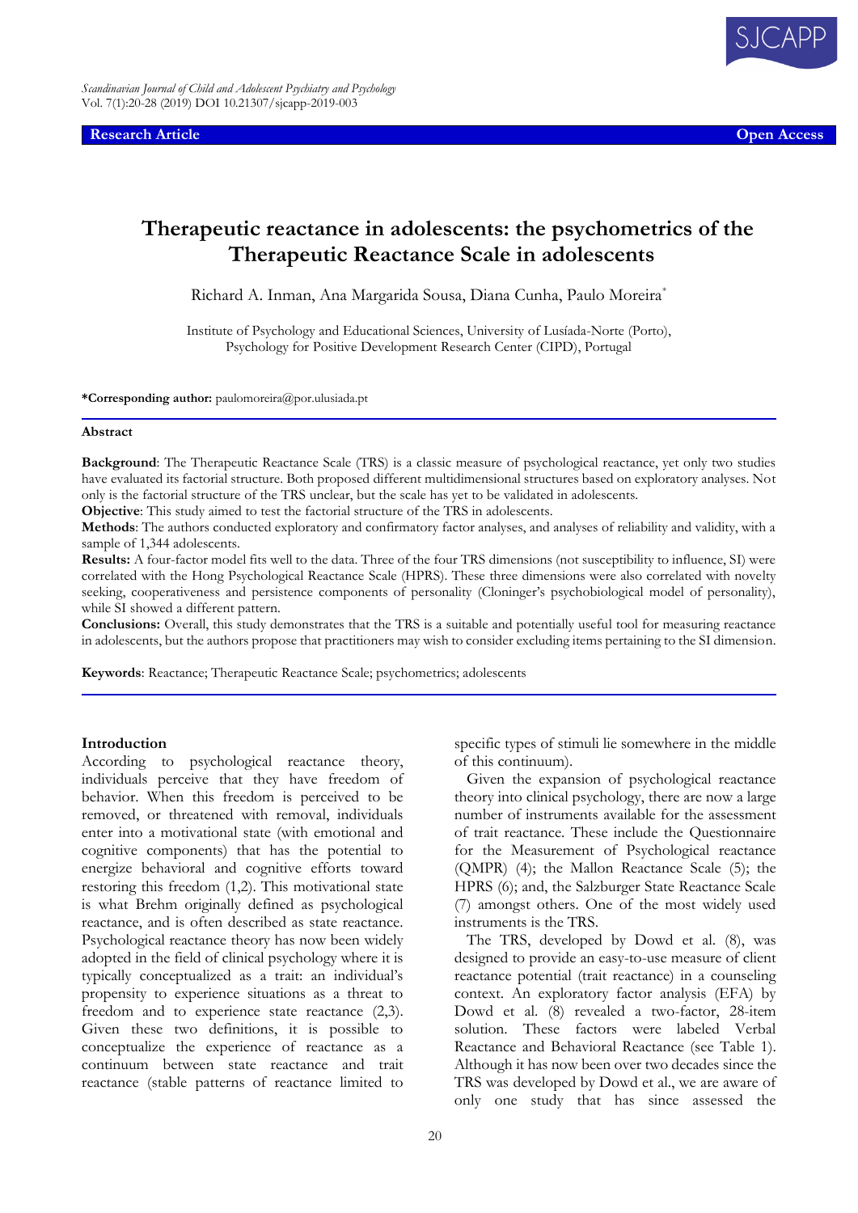**Research Article** **Open Access**

# Therapeutic reactance in adolescents: the psychometrics of the Therapeutic Reactance Scale in adolescents

Richard A. Inman, Ana Margarida Sousa, Diana Cunha, Paulo Moreira*

Institute of Psychology and Educational Sciences, University of Lusíada-Norte (Porto), Psychology for Positive Development Research Center (CIPD), Portugal

**\*Corresponding author:** paulomoreira@por.ulusiada.pt

## Abstract

**Background**: The Therapeutic Reactance Scale (TRS) is a classic measure of psychological reactance, yet only two studies have evaluated its factorial structure. Both proposed different multidimensional structures based on exploratory analyses. Not only is the factorial structure of the TRS unclear, but the scale has yet to be validated in adolescents.

**Objective**: This study aimed to test the factorial structure of the TRS in adolescents.

**Methods**: The authors conducted exploratory and confirmatory factor analyses, and analyses of reliability and validity, with a sample of 1,344 adolescents.

**Results:** A four-factor model fits well to the data. Three of the four TRS dimensions (not susceptibility to influence, SI) were correlated with the Hong Psychological Reactance Scale (HPRS). These three dimensions were also correlated with novelty seeking, cooperativeness and persistence components of personality (Cloninger's psychobiological model of personality), while SI showed a different pattern.

**Conclusions:** Overall, this study demonstrates that the TRS is a suitable and potentially useful tool for measuring reactance in adolescents, but the authors propose that practitioners may wish to consider excluding items pertaining to the SI dimension.

**Keywords**: Reactance; Therapeutic Reactance Scale; psychometrics; adolescents

## Introduction

According to psychological reactance theory, individuals perceive that they have freedom of behavior. When this freedom is perceived to be removed, or threatened with removal, individuals enter into a motivational state (with emotional and cognitive components) that has the potential to energize behavioral and cognitive efforts toward restoring this freedom (1,2). This motivational state is what Brehm originally defined as psychological reactance, and is often described as state reactance. Psychological reactance theory has now been widely adopted in the field of clinical psychology where it is typically conceptualized as a trait: an individual's propensity to experience situations as a threat to freedom and to experience state reactance (2,3). Given these two definitions, it is possible to conceptualize the experience of reactance as a continuum between state reactance and trait reactance (stable patterns of reactance limited to specific types of stimuli lie somewhere in the middle of this continuum).

Given the expansion of psychological reactance theory into clinical psychology, there are now a large number of instruments available for the assessment of trait reactance. These include the Questionnaire for the Measurement of Psychological reactance (QMPR) (4); the Mallon Reactance Scale (5); the HPRS (6); and, the Salzburger State Reactance Scale (7) amongst others. One of the most widely used instruments is the TRS.

The TRS, developed by Dowd et al. (8), was designed to provide an easy-to-use measure of client reactance potential (trait reactance) in a counseling context. An exploratory factor analysis (EFA) by Dowd et al. (8) revealed a two-factor, 28-item solution. These factors were labeled Verbal Reactance and Behavioral Reactance (see Table 1). Although it has now been over two decades since the TRS was developed by Dowd et al., we are aware of only one study that has since assessed the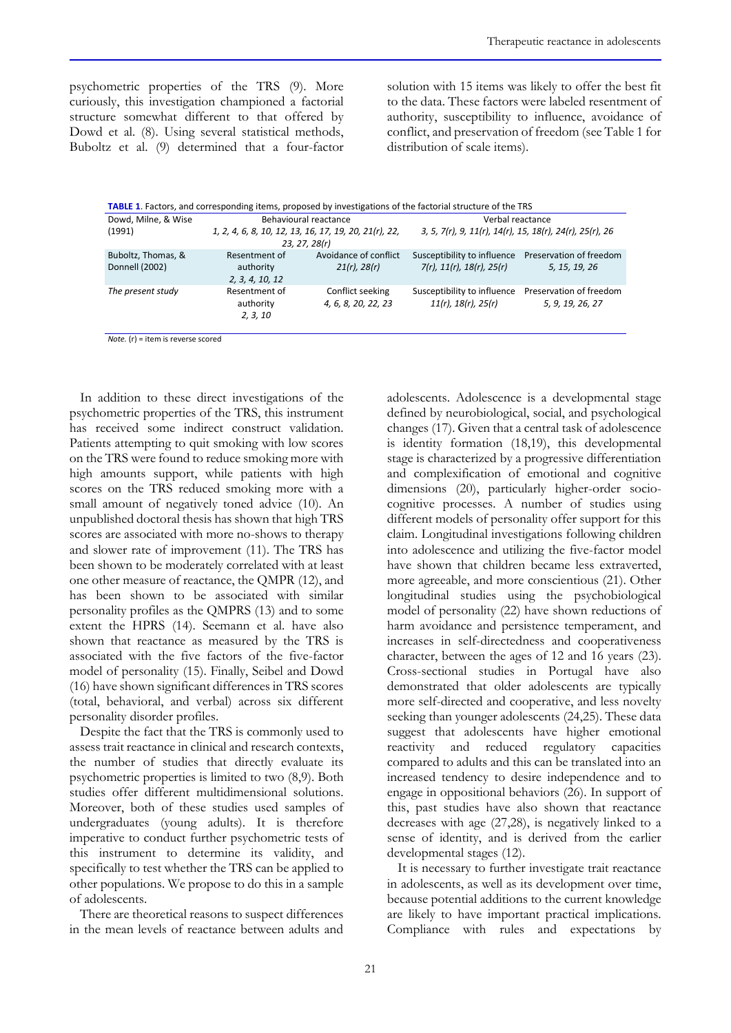psychometric properties of the TRS (9). More curiously, this investigation championed a factorial structure somewhat different to that offered by Dowd et al. (8). Using several statistical methods, Buboltz et al. (9) determined that a four-factor solution with 15 items was likely to offer the best fit to the data. These factors were labeled resentment of authority, susceptibility to influence, avoidance of conflict, and preservation of freedom (see Table 1 for distribution of scale items).

**TABLE 1**. Factors, and corresponding items, proposed by investigations of the factorial structure of the TRS

| | | | | |
|---|---|---|---|---|
| Dowd, Milne, & Wise (1991) | Behavioural reactance *1, 2, 4, 6, 8, 10, 12, 13, 16, 17, 19, 20, 21(r), 22, 23, 27, 28(r)* | | Verbal reactance *3, 5, 7(r), 9, 11(r), 14(r), 15, 18(r), 24(r), 25(r), 26* | |
| Buboltz, Thomas, & Donnell (2002) | Resentment of authority *2, 3, 4, 10, 12* | Avoidance of conflict *21(r), 28(r)* | Susceptibility to influence *7(r), 11(r), 18(r), 25(r)* | Preservation of freedom *5, 15, 19, 26* |
| *The present study* | Resentment of authority *2, 3, 10* | Conflict seeking *4, 6, 8, 20, 22, 23* | Susceptibility to influence *11(r), 18(r), 25(r)* | Preservation of freedom *5, 9, 19, 26, 27* |

*Note.* (r) = item is reverse scored

In addition to these direct investigations of the psychometric properties of the TRS, this instrument has received some indirect construct validation. Patients attempting to quit smoking with low scores on the TRS were found to reduce smoking more with high amounts support, while patients with high scores on the TRS reduced smoking more with a small amount of negatively toned advice (10). An unpublished doctoral thesis has shown that high TRS scores are associated with more no-shows to therapy and slower rate of improvement (11). The TRS has been shown to be moderately correlated with at least one other measure of reactance, the QMPR (12), and has been shown to be associated with similar personality profiles as the QMPRS (13) and to some extent the HPRS (14). Seemann et al. have also shown that reactance as measured by the TRS is associated with the five factors of the five-factor model of personality (15). Finally, Seibel and Dowd (16) have shown significant differences in TRS scores (total, behavioral, and verbal) across six different personality disorder profiles.

Despite the fact that the TRS is commonly used to assess trait reactance in clinical and research contexts, the number of studies that directly evaluate its psychometric properties is limited to two (8,9). Both studies offer different multidimensional solutions. Moreover, both of these studies used samples of undergraduates (young adults). It is therefore imperative to conduct further psychometric tests of this instrument to determine its validity, and specifically to test whether the TRS can be applied to other populations. We propose to do this in a sample of adolescents.

There are theoretical reasons to suspect differences in the mean levels of reactance between adults and adolescents. Adolescence is a developmental stage defined by neurobiological, social, and psychological changes (17). Given that a central task of adolescence is identity formation (18,19), this developmental stage is characterized by a progressive differentiation and complexification of emotional and cognitive dimensions (20), particularly higher-order socio-cognitive processes. A number of studies using different models of personality offer support for this claim. Longitudinal investigations following children into adolescence and utilizing the five-factor model have shown that children became less extraverted, more agreeable, and more conscientious (21). Other longitudinal studies using the psychobiological model of personality (22) have shown reductions of harm avoidance and persistence temperament, and increases in self-directedness and cooperativeness character, between the ages of 12 and 16 years (23). Cross-sectional studies in Portugal have also demonstrated that older adolescents are typically more self-directed and cooperative, and less novelty seeking than younger adolescents (24,25). These data suggest that adolescents have higher emotional reactivity and reduced regulatory capacities compared to adults and this can be translated into an increased tendency to desire independence and to engage in oppositional behaviors (26). In support of this, past studies have also shown that reactance decreases with age (27,28), is negatively linked to a sense of identity, and is derived from the earlier developmental stages (12).

It is necessary to further investigate trait reactance in adolescents, as well as its development over time, because potential additions to the current knowledge are likely to have important practical implications. Compliance with rules and expectations by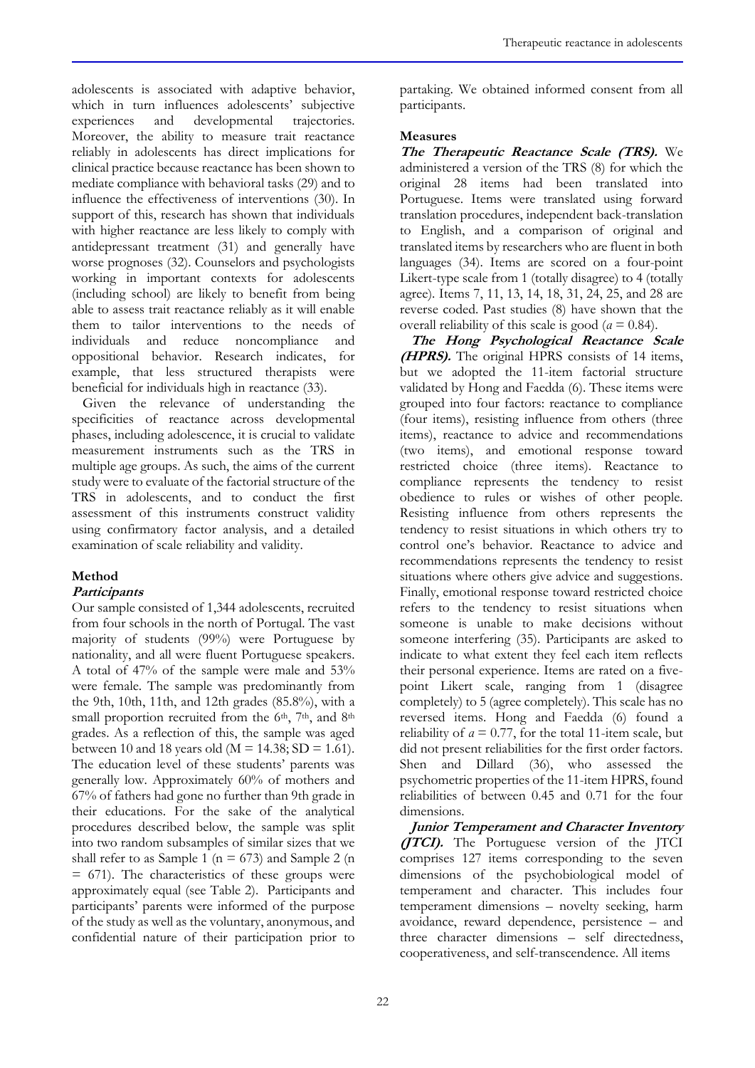adolescents is associated with adaptive behavior, which in turn influences adolescents' subjective experiences and developmental trajectories. Moreover, the ability to measure trait reactance reliably in adolescents has direct implications for clinical practice because reactance has been shown to mediate compliance with behavioral tasks (29) and to influence the effectiveness of interventions (30). In support of this, research has shown that individuals with higher reactance are less likely to comply with antidepressant treatment (31) and generally have worse prognoses (32). Counselors and psychologists working in important contexts for adolescents (including school) are likely to benefit from being able to assess trait reactance reliably as it will enable them to tailor interventions to the needs of individuals and reduce noncompliance and oppositional behavior. Research indicates, for example, that less structured therapists were beneficial for individuals high in reactance (33).

Given the relevance of understanding the specificities of reactance across developmental phases, including adolescence, it is crucial to validate measurement instruments such as the TRS in multiple age groups. As such, the aims of the current study were to evaluate of the factorial structure of the TRS in adolescents, and to conduct the first assessment of this instruments construct validity using confirmatory factor analysis, and a detailed examination of scale reliability and validity.

## Method

### *Participants*

Our sample consisted of 1,344 adolescents, recruited from four schools in the north of Portugal. The vast majority of students (99%) were Portuguese by nationality, and all were fluent Portuguese speakers. A total of 47% of the sample were male and 53% were female. The sample was predominantly from the 9th, 10th, 11th, and 12th grades (85.8%), with a small proportion recruited from the 6th, 7th, and 8th grades. As a reflection of this, the sample was aged between 10 and 18 years old (M = 14.38; SD = 1.61). The education level of these students' parents was generally low. Approximately 60% of mothers and 67% of fathers had gone no further than 9th grade in their educations. For the sake of the analytical procedures described below, the sample was split into two random subsamples of similar sizes that we shall refer to as Sample 1 (n = 673) and Sample 2 (n = 671). The characteristics of these groups were approximately equal (see Table 2). Participants and participants' parents were informed of the purpose of the study as well as the voluntary, anonymous, and confidential nature of their participation prior to partaking. We obtained informed consent from all participants.

### Measures

***The Therapeutic Reactance Scale (TRS).*** We administered a version of the TRS (8) for which the original 28 items had been translated into Portuguese. Items were translated using forward translation procedures, independent back-translation to English, and a comparison of original and translated items by researchers who are fluent in both languages (34). Items are scored on a four-point Likert-type scale from 1 (totally disagree) to 4 (totally agree). Items 7, 11, 13, 14, 18, 31, 24, 25, and 28 are reverse coded. Past studies (8) have shown that the overall reliability of this scale is good ($a = 0.84$).

***The Hong Psychological Reactance Scale (HPRS).*** The original HPRS consists of 14 items, but we adopted the 11-item factorial structure validated by Hong and Faedda (6). These items were grouped into four factors: reactance to compliance (four items), resisting influence from others (three items), reactance to advice and recommendations (two items), and emotional response toward restricted choice (three items). Reactance to compliance represents the tendency to resist obedience to rules or wishes of other people. Resisting influence from others represents the tendency to resist situations in which others try to control one's behavior. Reactance to advice and recommendations represents the tendency to resist situations where others give advice and suggestions. Finally, emotional response toward restricted choice refers to the tendency to resist situations when someone is unable to make decisions without someone interfering (35). Participants are asked to indicate to what extent they feel each item reflects their personal experience. Items are rated on a five-point Likert scale, ranging from 1 (disagree completely) to 5 (agree completely). This scale has no reversed items. Hong and Faedda (6) found a reliability of $a = 0.77$, for the total 11-item scale, but did not present reliabilities for the first order factors. Shen and Dillard (36), who assessed the psychometric properties of the 11-item HPRS, found reliabilities of between 0.45 and 0.71 for the four dimensions.

***Junior Temperament and Character Inventory (JTCI).*** The Portuguese version of the JTCI comprises 127 items corresponding to the seven dimensions of the psychobiological model of temperament and character. This includes four temperament dimensions – novelty seeking, harm avoidance, reward dependence, persistence – and three character dimensions – self directedness, cooperativeness, and self-transcendence. All items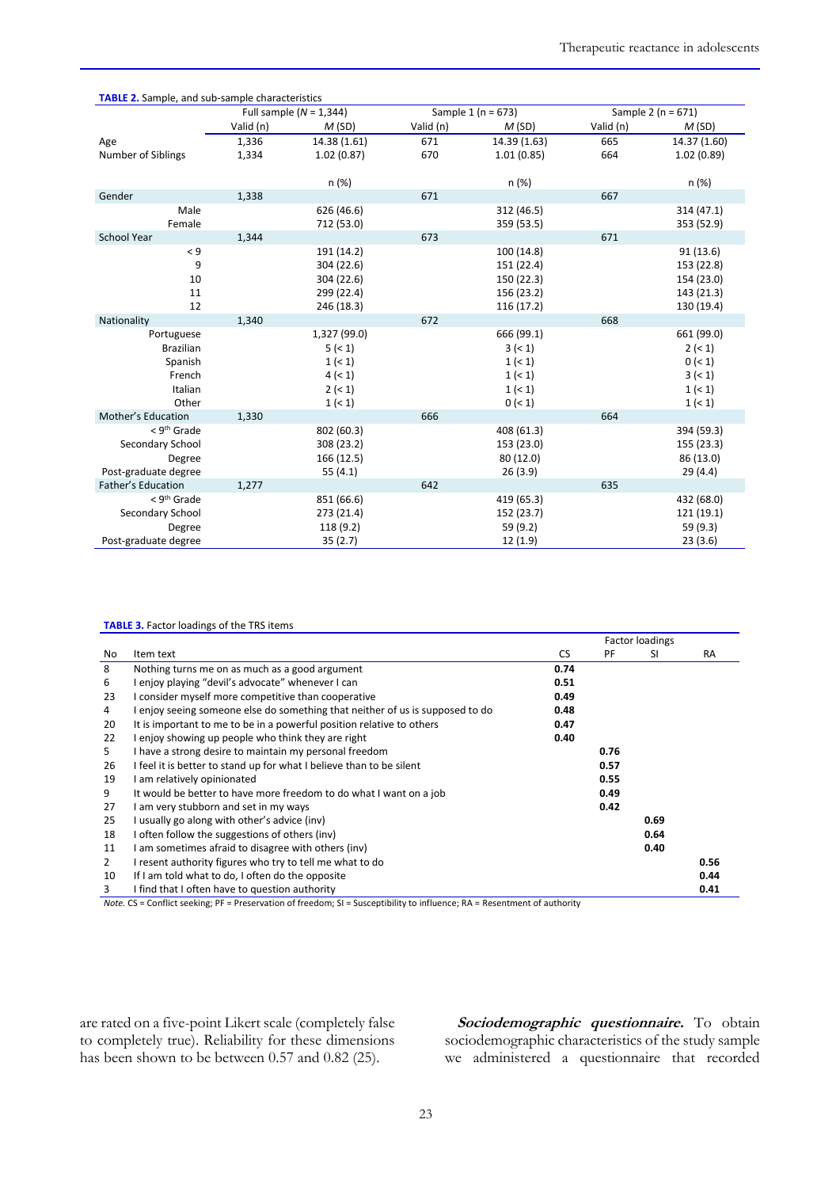**TABLE 2.** Sample, and sub-sample characteristics

| | Full sample ($N$ = 1,344) | | Sample 1 (n = 673) | | Sample 2 (n = 671) | |
|---|---|---|---|---|---|---|
| | Valid (n) | $M$ (SD) | Valid (n) | $M$ (SD) | Valid (n) | $M$ (SD) |
| Age | 1,336 | 14.38 (1.61) | 671 | 14.39 (1.63) | 665 | 14.37 (1.60) |
| Number of Siblings | 1,334 | 1.02 (0.87) | 670 | 1.01 (0.85) | 664 | 1.02 (0.89) |
| | | n (%) | | n (%) | | n (%) |
| Gender | 1,338 | | 671 | | 667 | |
| Male | | 626 (46.6) | | 312 (46.5) | | 314 (47.1) |
| Female | | 712 (53.0) | | 359 (53.5) | | 353 (52.9) |
| School Year | 1,344 | | 673 | | 671 | |
| < 9 | | 191 (14.2) | | 100 (14.8) | | 91 (13.6) |
| 9 | | 304 (22.6) | | 151 (22.4) | | 153 (22.8) |
| 10 | | 304 (22.6) | | 150 (22.3) | | 154 (23.0) |
| 11 | | 299 (22.4) | | 156 (23.2) | | 143 (21.3) |
| 12 | | 246 (18.3) | | 116 (17.2) | | 130 (19.4) |
| Nationality | 1,340 | | 672 | | 668 | |
| Portuguese | | 1,327 (99.0) | | 666 (99.1) | | 661 (99.0) |
| Brazilian | | 5 (< 1) | | 3 (< 1) | | 2 (< 1) |
| Spanish | | 1 (< 1) | | 1 (< 1) | | 0 (< 1) |
| French | | 4 (< 1) | | 1 (< 1) | | 3 (< 1) |
| Italian | | 2 (< 1) | | 1 (< 1) | | 1 (< 1) |
| Other | | 1 (< 1) | | 0 (< 1) | | 1 (< 1) |
| Mother's Education | 1,330 | | 666 | | 664 | |
| < 9th Grade | | 802 (60.3) | | 408 (61.3) | | 394 (59.3) |
| Secondary School | | 308 (23.2) | | 153 (23.0) | | 155 (23.3) |
| Degree | | 166 (12.5) | | 80 (12.0) | | 86 (13.0) |
| Post-graduate degree | | 55 (4.1) | | 26 (3.9) | | 29 (4.4) |
| Father's Education | 1,277 | | 642 | | 635 | |
| < 9th Grade | | 851 (66.6) | | 419 (65.3) | | 432 (68.0) |
| Secondary School | | 273 (21.4) | | 152 (23.7) | | 121 (19.1) |
| Degree | | 118 (9.2) | | 59 (9.2) | | 59 (9.3) |
| Post-graduate degree | | 35 (2.7) | | 12 (1.9) | | 23 (3.6) |

**TABLE 3.** Factor loadings of the TRS items

| | | Factor loadings | | | |
|---|---|---|---|---|---|
| No | Item text | CS | PF | SI | RA |
| 8 | Nothing turns me on as much as a good argument | **0.74** | | | |
| 6 | I enjoy playing "devil's advocate" whenever I can | **0.51** | | | |
| 23 | I consider myself more competitive than cooperative | **0.49** | | | |
| 4 | I enjoy seeing someone else do something that neither of us is supposed to do | **0.48** | | | |
| 20 | It is important to me to be in a powerful position relative to others | **0.47** | | | |
| 22 | I enjoy showing up people who think they are right | **0.40** | | | |
| 5 | I have a strong desire to maintain my personal freedom | | **0.76** | | |
| 26 | I feel it is better to stand up for what I believe than to be silent | | **0.57** | | |
| 19 | I am relatively opinionated | | **0.55** | | |
| 9 | It would be better to have more freedom to do what I want on a job | | **0.49** | | |
| 27 | I am very stubborn and set in my ways | | **0.42** | | |
| 25 | I usually go along with other's advice (inv) | | | **0.69** | |
| 18 | I often follow the suggestions of others (inv) | | | **0.64** | |
| 11 | I am sometimes afraid to disagree with others (inv) | | | **0.40** | |
| 2 | I resent authority figures who try to tell me what to do | | | | **0.56** |
| 10 | If I am told what to do, I often do the opposite | | | | **0.44** |
| 3 | I find that I often have to question authority | | | | **0.41** |

*Note.* CS = Conflict seeking; PF = Preservation of freedom; SI = Susceptibility to influence; RA = Resentment of authority

are rated on a five-point Likert scale (completely false to completely true). Reliability for these dimensions has been shown to be between 0.57 and 0.82 (25).

***Sociodemographic questionnaire.*** To obtain sociodemographic characteristics of the study sample we administered a questionnaire that recorded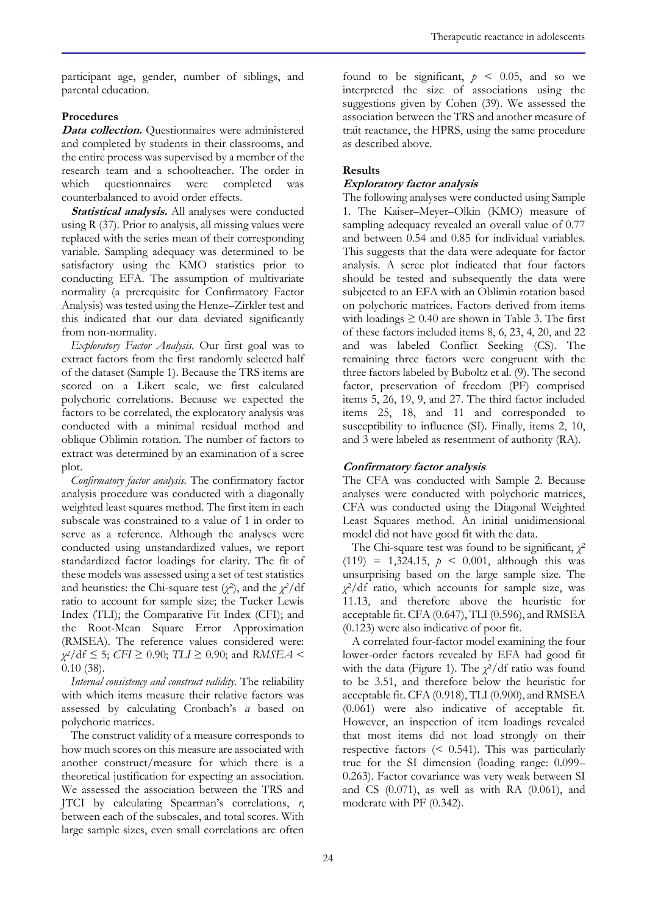participant age, gender, number of siblings, and parental education.

### Procedures

***Data collection.*** Questionnaires were administered and completed by students in their classrooms, and the entire process was supervised by a member of the research team and a schoolteacher. The order in which questionnaires were completed was counterbalanced to avoid order effects.

***Statistical analysis.*** All analyses were conducted using R (37). Prior to analysis, all missing values were replaced with the series mean of their corresponding variable. Sampling adequacy was determined to be satisfactory using the KMO statistics prior to conducting EFA. The assumption of multivariate normality (a prerequisite for Confirmatory Factor Analysis) was tested using the Henze–Zirkler test and this indicated that our data deviated significantly from non-normality.

*Exploratory Factor Analysis.* Our first goal was to extract factors from the first randomly selected half of the dataset (Sample 1). Because the TRS items are scored on a Likert scale, we first calculated polychoric correlations. Because we expected the factors to be correlated, the exploratory analysis was conducted with a minimal residual method and oblique Oblimin rotation. The number of factors to extract was determined by an examination of a scree plot.

*Confirmatory factor analysis.* The confirmatory factor analysis procedure was conducted with a diagonally weighted least squares method. The first item in each subscale was constrained to a value of 1 in order to serve as a reference. Although the analyses were conducted using unstandardized values, we report standardized factor loadings for clarity. The fit of these models was assessed using a set of test statistics and heuristics: the Chi-square test ($\chi^2$), and the $\chi^2$/df ratio to account for sample size; the Tucker Lewis Index (TLI); the Comparative Fit Index (CFI); and the Root-Mean Square Error Approximation (RMSEA). The reference values considered were: $\chi^2/\text{df} \leq 5$; $CFI \geq 0.90$; $TLI \geq 0.90$; and $RMSEA < 0.10$ (38).

*Internal consistency and construct validity.* The reliability with which items measure their relative factors was assessed by calculating Cronbach's *a* based on polychoric matrices.

The construct validity of a measure corresponds to how much scores on this measure are associated with another construct/measure for which there is a theoretical justification for expecting an association. We assessed the association between the TRS and JTCI by calculating Spearman's correlations, *r*, between each of the subscales, and total scores. With large sample sizes, even small correlations are often found to be significant, $p < 0.05$, and so we interpreted the size of associations using the suggestions given by Cohen (39). We assessed the association between the TRS and another measure of trait reactance, the HPRS, using the same procedure as described above.

### Results

#### *Exploratory factor analysis*

The following analyses were conducted using Sample 1. The Kaiser–Meyer–Olkin (KMO) measure of sampling adequacy revealed an overall value of 0.77 and between 0.54 and 0.85 for individual variables. This suggests that the data were adequate for factor analysis. A scree plot indicated that four factors should be tested and subsequently the data were subjected to an EFA with an Oblimin rotation based on polychoric matrices. Factors derived from items with loadings ≥ 0.40 are shown in Table 3. The first of these factors included items 8, 6, 23, 4, 20, and 22 and was labeled Conflict Seeking (CS). The remaining three factors were congruent with the three factors labeled by Buboltz et al. (9). The second factor, preservation of freedom (PF) comprised items 5, 26, 19, 9, and 27. The third factor included items 25, 18, and 11 and corresponded to susceptibility to influence (SI). Finally, items 2, 10, and 3 were labeled as resentment of authority (RA).

#### *Confirmatory factor analysis*

The CFA was conducted with Sample 2. Because analyses were conducted with polychoric matrices, CFA was conducted using the Diagonal Weighted Least Squares method. An initial unidimensional model did not have good fit with the data.

The Chi-square test was found to be significant, $\chi^2$ (119) = 1,324.15, $p < 0.001$, although this was unsurprising based on the large sample size. The $\chi^2$/df ratio, which accounts for sample size, was 11.13, and therefore above the heuristic for acceptable fit. CFA (0.647), TLI (0.596), and RMSEA (0.123) were also indicative of poor fit.

A correlated four-factor model examining the four lower-order factors revealed by EFA had good fit with the data (Figure 1). The $\chi^2$/df ratio was found to be 3.51, and therefore below the heuristic for acceptable fit. CFA (0.918), TLI (0.900), and RMSEA (0.061) were also indicative of acceptable fit. However, an inspection of item loadings revealed that most items did not load strongly on their respective factors (< 0.541). This was particularly true for the SI dimension (loading range: 0.099–0.263). Factor covariance was very weak between SI and CS (0.071), as well as with RA (0.061), and moderate with PF (0.342).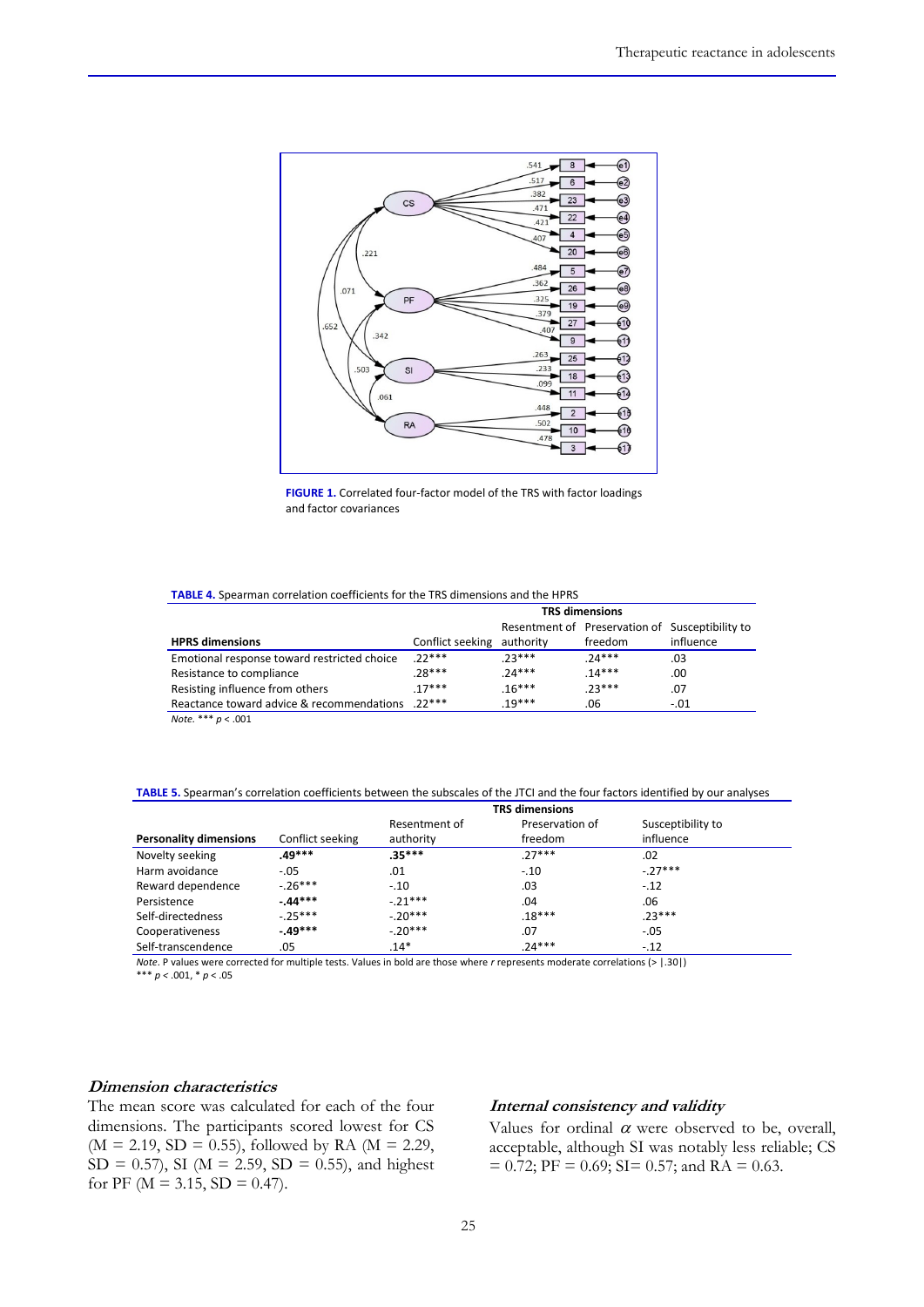**FIGURE 1.** Correlated four-factor model of the TRS with factor loadings and factor covariances

**TABLE 4.** Spearman correlation coefficients for the TRS dimensions and the HPRS

| | TRS dimensions | | | |
|---|---|---|---|---|
| **HPRS dimensions** | Conflict seeking | Resentment of authority | Preservation of freedom | Susceptibility to influence |
| Emotional response toward restricted choice | .22*** | .23*** | .24*** | .03 |
| Resistance to compliance | .28*** | .24*** | .14*** | .00 |
| Resisting influence from others | .17*** | .16*** | .23*** | .07 |
| Reactance toward advice & recommendations | .22*** | .19*** | .06 | -.01 |

*Note.* *** $p < .001$

**TABLE 5.** Spearman's correlation coefficients between the subscales of the JTCI and the four factors identified by our analyses

| | TRS dimensions | | | |
|---|---|---|---|---|
| **Personality dimensions** | Conflict seeking | Resentment of authority | Preservation of freedom | Susceptibility to influence |
| Novelty seeking | **.49*** ** | **.35*** ** | .27*** | .02 |
| Harm avoidance | -.05 | .01 | -.10 | -.27*** |
| Reward dependence | -.26*** | -.10 | .03 | -.12 |
| Persistence | **-.44*** ** | -.21*** | .04 | .06 |
| Self-directedness | -.25*** | -.20*** | .18*** | .23*** |
| Cooperativeness | **-.49*** ** | -.20*** | .07 | -.05 |
| Self-transcendence | .05 | .14* | .24*** | -.12 |

*Note*. P values were corrected for multiple tests. Values in bold are those where *r* represents moderate correlations (> |.30|)
*** $p < .001$, * $p < .05$

### *Dimension characteristics*

The mean score was calculated for each of the four dimensions. The participants scored lowest for CS (M = 2.19, SD = 0.55), followed by RA (M = 2.29, SD = 0.57), SI (M = 2.59, SD = 0.55), and highest for PF (M = 3.15, SD = 0.47).

### *Internal consistency and validity*

Values for ordinal $\alpha$ were observed to be, overall, acceptable, although SI was notably less reliable; CS = 0.72; PF = 0.69; SI= 0.57; and RA = 0.63.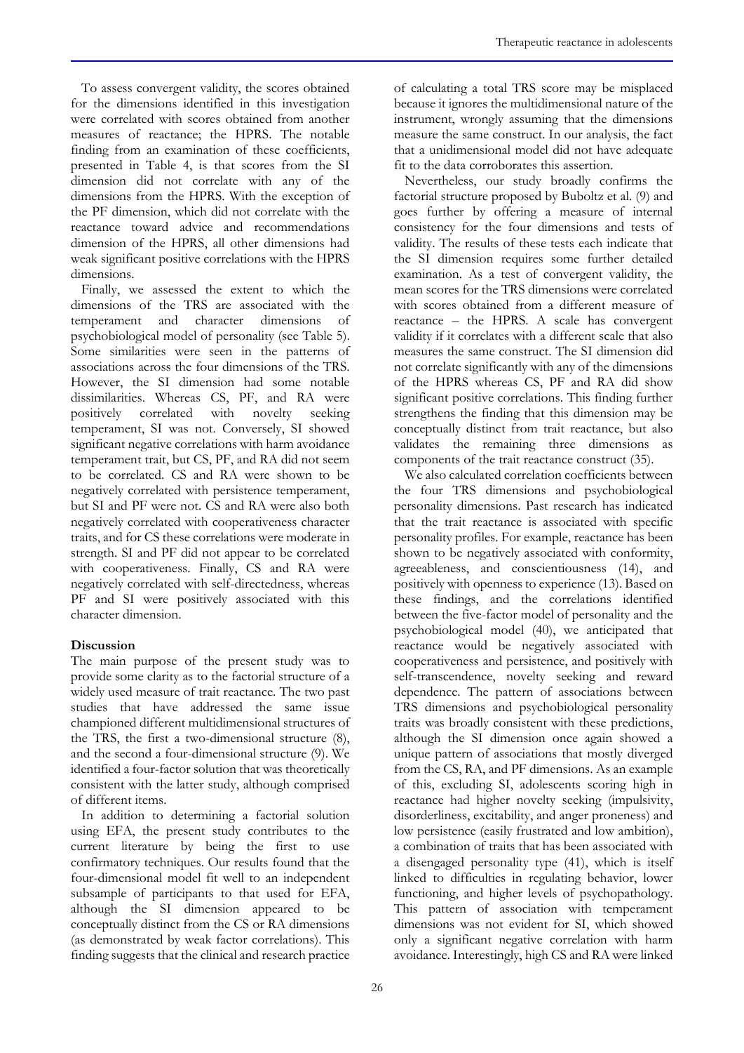To assess convergent validity, the scores obtained for the dimensions identified in this investigation were correlated with scores obtained from another measures of reactance; the HPRS. The notable finding from an examination of these coefficients, presented in Table 4, is that scores from the SI dimension did not correlate with any of the dimensions from the HPRS. With the exception of the PF dimension, which did not correlate with the reactance toward advice and recommendations dimension of the HPRS, all other dimensions had weak significant positive correlations with the HPRS dimensions.

Finally, we assessed the extent to which the dimensions of the TRS are associated with the temperament and character dimensions of psychobiological model of personality (see Table 5). Some similarities were seen in the patterns of associations across the four dimensions of the TRS. However, the SI dimension had some notable dissimilarities. Whereas CS, PF, and RA were positively correlated with novelty seeking temperament, SI was not. Conversely, SI showed significant negative correlations with harm avoidance temperament trait, but CS, PF, and RA did not seem to be correlated. CS and RA were shown to be negatively correlated with persistence temperament, but SI and PF were not. CS and RA were also both negatively correlated with cooperativeness character traits, and for CS these correlations were moderate in strength. SI and PF did not appear to be correlated with cooperativeness. Finally, CS and RA were negatively correlated with self-directedness, whereas PF and SI were positively associated with this character dimension.

## Discussion

The main purpose of the present study was to provide some clarity as to the factorial structure of a widely used measure of trait reactance. The two past studies that have addressed the same issue championed different multidimensional structures of the TRS, the first a two-dimensional structure (8), and the second a four-dimensional structure (9). We identified a four-factor solution that was theoretically consistent with the latter study, although comprised of different items.

In addition to determining a factorial solution using EFA, the present study contributes to the current literature by being the first to use confirmatory techniques. Our results found that the four-dimensional model fit well to an independent subsample of participants to that used for EFA, although the SI dimension appeared to be conceptually distinct from the CS or RA dimensions (as demonstrated by weak factor correlations). This finding suggests that the clinical and research practice of calculating a total TRS score may be misplaced because it ignores the multidimensional nature of the instrument, wrongly assuming that the dimensions measure the same construct. In our analysis, the fact that a unidimensional model did not have adequate fit to the data corroborates this assertion.

Nevertheless, our study broadly confirms the factorial structure proposed by Buboltz et al. (9) and goes further by offering a measure of internal consistency for the four dimensions and tests of validity. The results of these tests each indicate that the SI dimension requires some further detailed examination. As a test of convergent validity, the mean scores for the TRS dimensions were correlated with scores obtained from a different measure of reactance – the HPRS. A scale has convergent validity if it correlates with a different scale that also measures the same construct. The SI dimension did not correlate significantly with any of the dimensions of the HPRS whereas CS, PF and RA did show significant positive correlations. This finding further strengthens the finding that this dimension may be conceptually distinct from trait reactance, but also validates the remaining three dimensions as components of the trait reactance construct (35).

We also calculated correlation coefficients between the four TRS dimensions and psychobiological personality dimensions. Past research has indicated that the trait reactance is associated with specific personality profiles. For example, reactance has been shown to be negatively associated with conformity, agreeableness, and conscientiousness (14), and positively with openness to experience (13). Based on these findings, and the correlations identified between the five-factor model of personality and the psychobiological model (40), we anticipated that reactance would be negatively associated with cooperativeness and persistence, and positively with self-transcendence, novelty seeking and reward dependence. The pattern of associations between TRS dimensions and psychobiological personality traits was broadly consistent with these predictions, although the SI dimension once again showed a unique pattern of associations that mostly diverged from the CS, RA, and PF dimensions. As an example of this, excluding SI, adolescents scoring high in reactance had higher novelty seeking (impulsivity, disorderliness, excitability, and anger proneness) and low persistence (easily frustrated and low ambition), a combination of traits that has been associated with a disengaged personality type (41), which is itself linked to difficulties in regulating behavior, lower functioning, and higher levels of psychopathology. This pattern of association with temperament dimensions was not evident for SI, which showed only a significant negative correlation with harm avoidance. Interestingly, high CS and RA were linked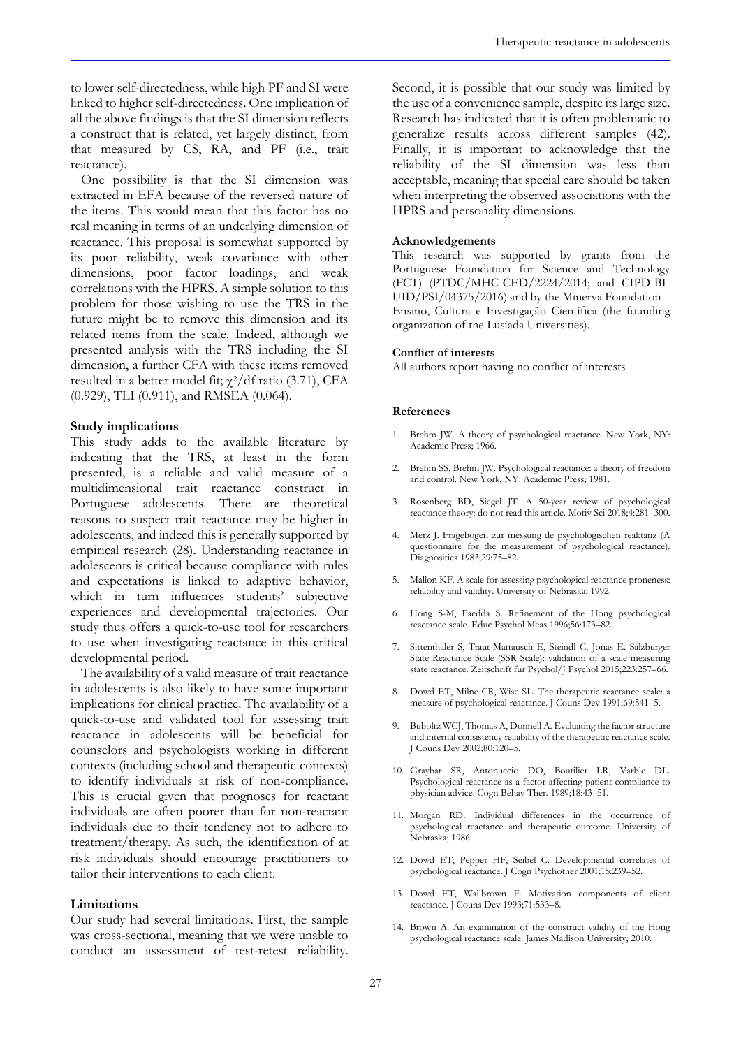to lower self-directedness, while high PF and SI were linked to higher self-directedness. One implication of all the above findings is that the SI dimension reflects a construct that is related, yet largely distinct, from that measured by CS, RA, and PF (i.e., trait reactance).

One possibility is that the SI dimension was extracted in EFA because of the reversed nature of the items. This would mean that this factor has no real meaning in terms of an underlying dimension of reactance. This proposal is somewhat supported by its poor reliability, weak covariance with other dimensions, poor factor loadings, and weak correlations with the HPRS. A simple solution to this problem for those wishing to use the TRS in the future might be to remove this dimension and its related items from the scale. Indeed, although we presented analysis with the TRS including the SI dimension, a further CFA with these items removed resulted in a better model fit; $\chi^2$/df ratio (3.71), CFA (0.929), TLI (0.911), and RMSEA (0.064).

### Study implications

This study adds to the available literature by indicating that the TRS, at least in the form presented, is a reliable and valid measure of a multidimensional trait reactance construct in Portuguese adolescents. There are theoretical reasons to suspect trait reactance may be higher in adolescents, and indeed this is generally supported by empirical research (28). Understanding reactance in adolescents is critical because compliance with rules and expectations is linked to adaptive behavior, which in turn influences students' subjective experiences and developmental trajectories. Our study thus offers a quick-to-use tool for researchers to use when investigating reactance in this critical developmental period.

The availability of a valid measure of trait reactance in adolescents is also likely to have some important implications for clinical practice. The availability of a quick-to-use and validated tool for assessing trait reactance in adolescents will be beneficial for counselors and psychologists working in different contexts (including school and therapeutic contexts) to identify individuals at risk of non-compliance. This is crucial given that prognoses for reactant individuals are often poorer than for non-reactant individuals due to their tendency not to adhere to treatment/therapy. As such, the identification of at risk individuals should encourage practitioners to tailor their interventions to each client.

### Limitations

Our study had several limitations. First, the sample was cross-sectional, meaning that we were unable to conduct an assessment of test-retest reliability. Second, it is possible that our study was limited by the use of a convenience sample, despite its large size. Research has indicated that it is often problematic to generalize results across different samples (42). Finally, it is important to acknowledge that the reliability of the SI dimension was less than acceptable, meaning that special care should be taken when interpreting the observed associations with the HPRS and personality dimensions.

#### Acknowledgements

This research was supported by grants from the Portuguese Foundation for Science and Technology (FCT) (PTDC/MHC-CED/2224/2014; and CIPD-BI-UID/PSI/04375/2016) and by the Minerva Foundation – Ensino, Cultura e Investigação Científica (the founding organization of the Lusíada Universities).

#### Conflict of interests

All authors report having no conflict of interests

#### References

1. Brehm JW. A theory of psychological reactance. New York, NY: Academic Press; 1966.
2. Brehm SS, Brehm JW. Psychological reactance: a theory of freedom and control. New York, NY: Academic Press; 1981.
3. Rosenberg BD, Siegel JT. A 50-year review of psychological reactance theory: do not read this article. Motiv Sci 2018;4:281–300.
4. Merz J. Fragebogen zur messung de psychologischen reaktanz (A questionnaire for the measurement of psychological reactance). Diagnositica 1983;29:75–82.
5. Mallon KF. A scale for assessing psychological reactance proneness: reliability and validity. University of Nebraska; 1992.
6. Hong S-M, Faedda S. Refinement of the Hong psychological reactance scale. Educ Psychol Meas 1996;56:173–82.
7. Sittenthaler S, Traut-Mattausch E, Steindl C, Jonas E. Salzburger State Reactance Scale (SSR Scale): validation of a scale measuring state reactance. Zeitschrift fur Psychol/J Psychol 2015;223:257–66.
8. Dowd ET, Milne CR, Wise SL. The therapeutic reactance scale: a measure of psychological reactance. J Couns Dev 1991;69:541–5.
9. Buboltz WCJ, Thomas A, Donnell A. Evaluating the factor structure and internal consistency reliability of the therapeutic reactance scale. J Couns Dev 2002;80:120–5.
10. Graybar SR, Antonuccio DO, Boutilier LR, Varble DL. Psychological reactance as a factor affecting patient compliance to physician advice. Cogn Behav Ther. 1989;18:43–51.
11. Morgan RD. Individual differences in the occurrence of psychological reactance and therapeutic outcome. University of Nebraska; 1986.
12. Dowd ET, Pepper HF, Seibel C. Developmental correlates of psychological reactance. J Cogn Psychother 2001;15:239–52.
13. Dowd ET, Wallbrown F. Motivation components of client reactance. J Couns Dev 1993;71:533–8.
14. Brown A. An examination of the construct validity of the Hong psychological reactance scale. James Madison University; 2010.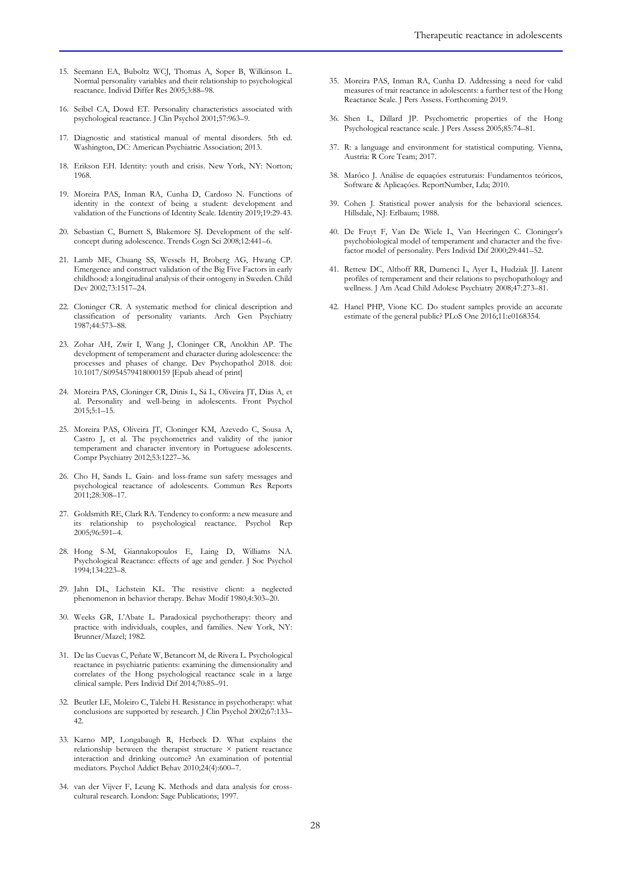15. Seemann EA, Buboltz WCJ, Thomas A, Soper B, Wilkinson L. Normal personality variables and their relationship to psychological reactance. Individ Differ Res 2005;3:88–98.
16. Seibel CA, Dowd ET. Personality characteristics associated with psychological reactance. J Clin Psychol 2001;57:963–9.
17. Diagnostic and statistical manual of mental disorders. 5th ed. Washington, DC: American Psychiatric Association; 2013.
18. Erikson EH. Identity: youth and crisis. New York, NY: Norton; 1968.
19. Moreira PAS, Inman RA, Cunha D, Cardoso N. Functions of identity in the context of being a student: development and validation of the Functions of Identity Scale. Identity 2019;19:29-43.
20. Sebastian C, Burnett S, Blakemore SJ. Development of the self-concept during adolescence. Trends Cogn Sci 2008;12:441–6.
21. Lamb ME, Chuang SS, Wessels H, Broberg AG, Hwang CP. Emergence and construct validation of the Big Five Factors in early childhood: a longitudinal analysis of their ontogeny in Sweden. Child Dev 2002;73:1517–24.
22. Cloninger CR. A systematic method for clinical description and classification of personality variants. Arch Gen Psychiatry 1987;44:573–88.
23. Zohar AH, Zwir I, Wang J, Cloninger CR, Anokhin AP. The development of temperament and character during adolescence: the processes and phases of change. Dev Psychopathol 2018. doi: 10.1017/S0954579418000159 [Epub ahead of print]
24. Moreira PAS, Cloninger CR, Dinis L, Sá L, Oliveira JT, Dias A, et al. Personality and well-being in adolescents. Front Psychol 2015;5:1–15.
25. Moreira PAS, Oliveira JT, Cloninger KM, Azevedo C, Sousa A, Castro J, et al. The psychometrics and validity of the junior temperament and character inventory in Portuguese adolescents. Compr Psychiatry 2012;53:1227–36.
26. Cho H, Sands L. Gain- and loss-frame sun safety messages and psychological reactance of adolescents. Commun Res Reports 2011;28:308–17.
27. Goldsmith RE, Clark RA. Tendency to conform: a new measure and its relationship to psychological reactance. Psychol Rep 2005;96:591–4.
28. Hong S-M, Giannakopoulos E, Laing D, Williams NA. Psychological Reactance: effects of age and gender. J Soc Psychol 1994;134:223–8.
29. Jahn DL, Lichstein KL. The resistive client: a neglected phenomenon in behavior therapy. Behav Modif 1980;4:303–20.
30. Weeks GR, L'Abate L. Paradoxical psychotherapy: theory and practice with individuals, couples, and families. New York, NY: Brunner/Mazel; 1982.
31. De las Cuevas C, Peñate W, Betancort M, de Rivera L. Psychological reactance in psychiatric patients: examining the dimensionality and correlates of the Hong psychological reactance scale in a large clinical sample. Pers Individ Dif 2014;70:85–91.
32. Beutler LE, Moleiro C, Talebi H. Resistance in psychotherapy: what conclusions are supported by research. J Clin Psychol 2002;67:133–42.
33. Karno MP, Longabaugh R, Herbeck D. What explains the relationship between the therapist structure × patient reactance interaction and drinking outcome? An examination of potential mediators. Psychol Addict Behav 2010;24(4):600–7.
34. van der Vijver F, Leung K. Methods and data analysis for cross-cultural research. London: Sage Publications; 1997.
35. Moreira PAS, Inman RA, Cunha D. Addressing a need for valid measures of trait reactance in adolescents: a further test of the Hong Reactance Scale. J Pers Assess. Forthcoming 2019.
36. Shen L, Dillard JP. Psychometric properties of the Hong Psychological reactance scale. J Pers Assess 2005;85:74–81.
37. R: a language and environment for statistical computing. Vienna, Austria: R Core Team; 2017.
38. Maróco J. Análise de equações estruturais: Fundamentos teóricos, Software & Aplicações. ReportNumber, Lda; 2010.
39. Cohen J. Statistical power analysis for the behavioral sciences. Hillsdale, NJ: Erlbaum; 1988.
40. De Fruyt F, Van De Wiele L, Van Heeringen C. Cloninger's psychobiological model of temperament and character and the five-factor model of personality. Pers Individ Dif 2000;29:441–52.
41. Rettew DC, Althoff RR, Dumenci L, Ayer L, Hudziak JJ. Latent profiles of temperament and their relations to psychopathology and wellness. J Am Acad Child Adolesc Psychiatry 2008;47:273–81.
42. Hanel PHP, Vione KC. Do student samples provide an accurate estimate of the general public? PLoS One 2016;11:e0168354.